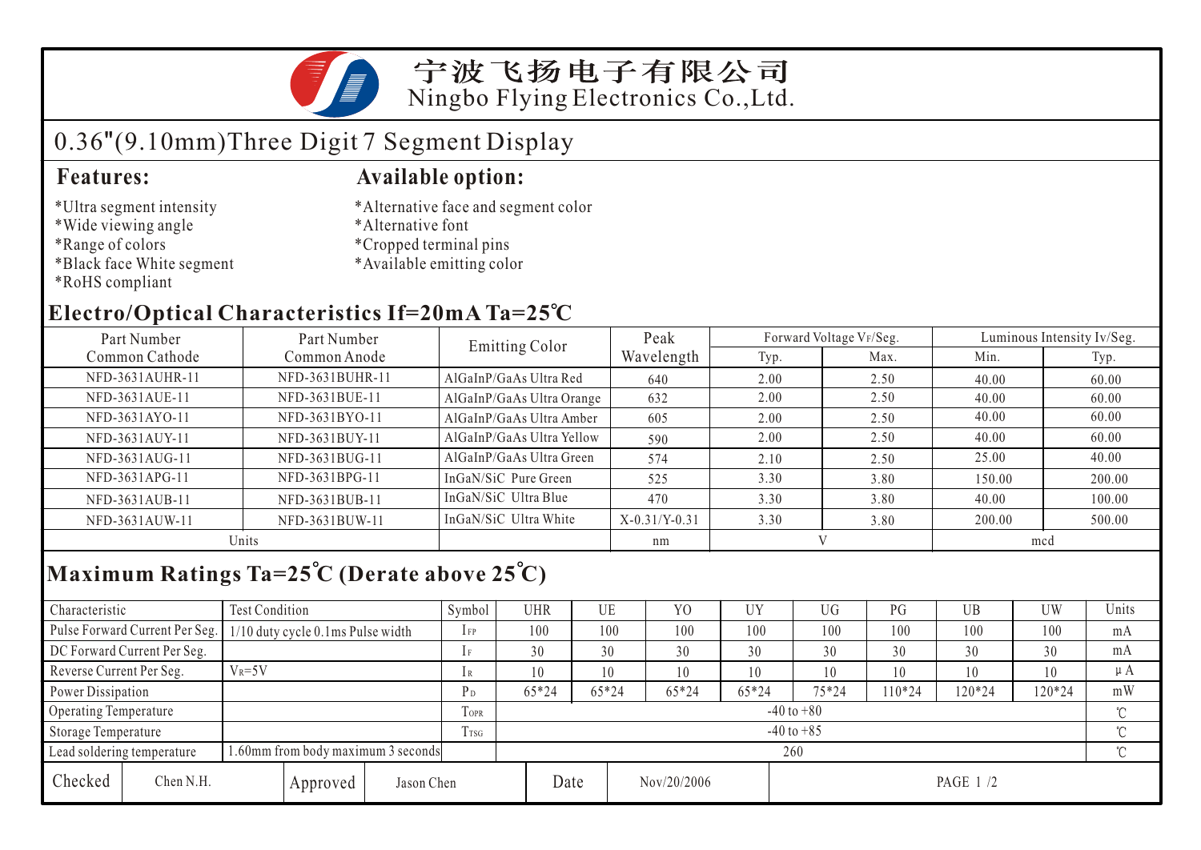# 宁波飞扬电子有限公司

Ningbo Flying Electronics Co.,Ltd.

## 0.36"(9.10mm)Three Digit 7 Segment Display

### Features:

*Ultra segment intensity
*Wide viewing angle
*Range of colors
*Black face White segment
*RoHS compliant

### Available option:

*Alternative face and segment color
*Alternative font
*Cropped terminal pins
*Available emitting color

## Electro/Optical Characteristics If=20mA Ta=25℃

| Part Number Common Cathode | Part Number Common Anode | Emitting Color | Peak Wavelength | Forward Voltage $V_F$/Seg. | | Luminous Intensity Iv/Seg. | |
|---|---|---|---|---|---|---|---|
| | | | | Typ. | Max. | Min. | Typ. |
| NFD-3631AUHR-11 | NFD-3631BUHR-11 | AlGaInP/GaAs Ultra Red | 640 | 2.00 | 2.50 | 40.00 | 60.00 |
| NFD-3631AUE-11 | NFD-3631BUE-11 | AlGaInP/GaAs Ultra Orange | 632 | 2.00 | 2.50 | 40.00 | 60.00 |
| NFD-3631AYO-11 | NFD-3631BYO-11 | AlGaInP/GaAs Ultra Amber | 605 | 2.00 | 2.50 | 40.00 | 60.00 |
| NFD-3631AUY-11 | NFD-3631BUY-11 | AlGaInP/GaAs Ultra Yellow | 590 | 2.00 | 2.50 | 40.00 | 60.00 |
| NFD-3631AUG-11 | NFD-3631BUG-11 | AlGaInP/GaAs Ultra Green | 574 | 2.10 | 2.50 | 25.00 | 40.00 |
| NFD-3631APG-11 | NFD-3631BPG-11 | InGaN/SiC Pure Green | 525 | 3.30 | 3.80 | 150.00 | 200.00 |
| NFD-3631AUB-11 | NFD-3631BUB-11 | InGaN/SiC Ultra Blue | 470 | 3.30 | 3.80 | 40.00 | 100.00 |
| NFD-3631AUW-11 | NFD-3631BUW-11 | InGaN/SiC Ultra White | X-0.31/Y-0.31 | 3.30 | 3.80 | 200.00 | 500.00 |
| Units | | | nm | V | | mcd | |

## Maximum Ratings Ta=25℃ (Derate above 25℃)

| Characteristic | Test Condition | Symbol | UHR | UE | YO | UY | UG | PG | UB | UW | Units |
|---|---|---|---|---|---|---|---|---|---|---|---|
| Pulse Forward Current Per Seg. | 1/10 duty cycle 0.1ms Pulse width | $I_{FP}$ | 100 | 100 | 100 | 100 | 100 | 100 | 100 | 100 | mA |
| DC Forward Current Per Seg. | | $I_F$ | 30 | 30 | 30 | 30 | 30 | 30 | 30 | 30 | mA |
| Reverse Current Per Seg. | $V_R$=5V | $I_R$ | 10 | 10 | 10 | 10 | 10 | 10 | 10 | 10 | μA |
| Power Dissipation | | $P_D$ | 65*24 | 65*24 | 65*24 | 65*24 | 75*24 | 110*24 | 120*24 | 120*24 | mW |
| Operating Temperature | | $T_{OPR}$ | -40 to +80 | | | | | | | | ℃ |
| Storage Temperature | | $T_{TSG}$ | -40 to +85 | | | | | | | | ℃ |
| Lead soldering temperature | 1.60mm from body maximum 3 seconds | | 260 | | | | | | | | ℃ |

| Checked | Chen N.H. | Approved | Jason Chen | Date | Nov/20/2006 |
|---|---|---|---|---|---|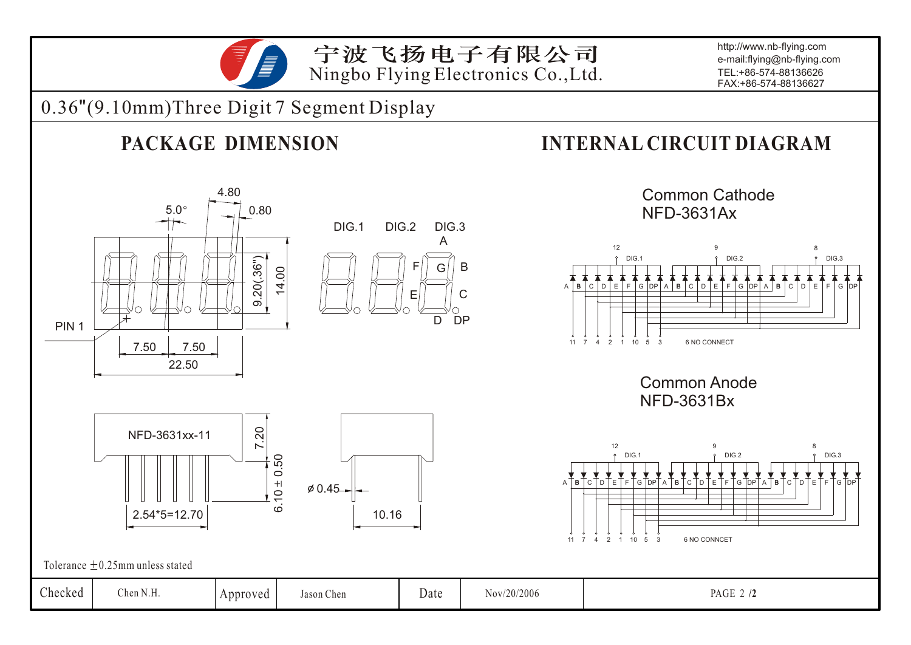宁波飞扬电子有限公司
Ningbo Flying Electronics Co.,Ltd.

http://www.nb-flying.com
e-mail:flying@nb-flying.com
TEL:+86-574-88136626
FAX:+86-574-88136627

# 0.36"(9.10mm)Three Digit 7 Segment Display

## PACKAGE DIMENSION

4.80
5.0°
0.80
9.20(.36")
14.00
PIN 1
7.50
7.50
22.50

DIG.1 DIG.2 DIG.3
A
F G B
E C
D DP

NFD-3631xx-11
7.20
6.10 ± 0.50
2.54*5=12.70
ø 0.45
10.16

Tolerance ±0.25mm unless stated

## INTERNAL CIRCUIT DIAGRAM

### Common Cathode
### NFD-3631Ax

12 DIG.1
9 DIG.2
8 DIG.3
A B C D E F G DP A B C D E F G DP A B C D E F G DP
11 7 4 2 1 10 5 3
6 NO CONNECT

### Common Anode
### NFD-3631Bx

12 DIG.1
9 DIG.2
8 DIG.3
A B C D E F G DP A B C D E F G DP A B C D E F G DP
11 7 4 2 1 10 5 3
6 NO CONNCET

| Checked | Chen N.H. | Approved | Jason Chen | Date | Nov/20/2006 | PAGE 2 /2 |
|---|---|---|---|---|---|---|